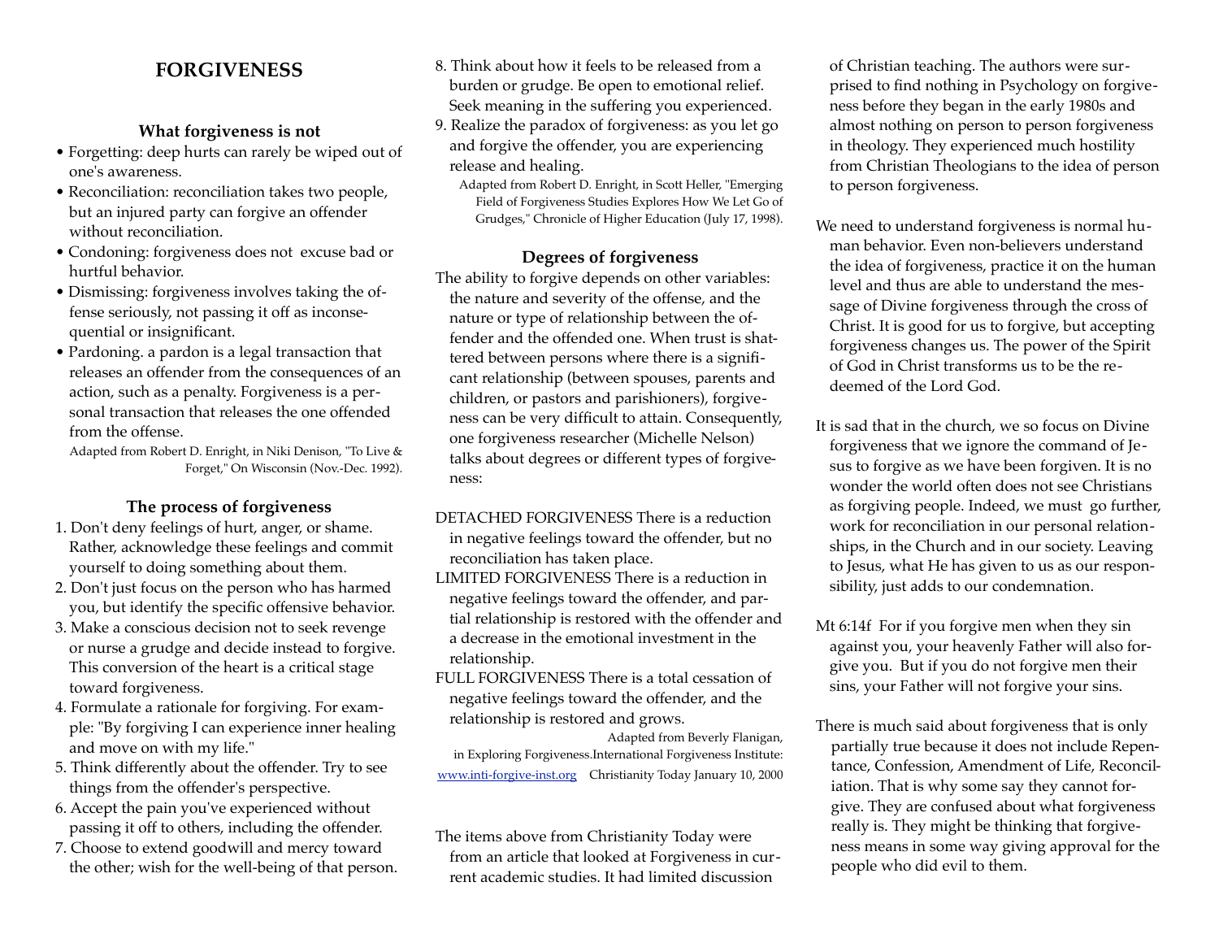# FORGIVENESS

### What forgiveness is not

- Forgetting: deep hurts can rarely be wiped out of one's awareness.
- Reconciliation: reconciliation takes two people, but an injured party can forgive an offender without reconciliation.
- Condoning: forgiveness does not excuse bad or hurtful behavior.
- Dismissing: forgiveness involves taking the offense seriously, not passing it off as inconsequential or insignificant.
- Pardoning. a pardon is a legal transaction that releases an offender from the consequences of an action, such as a penalty. Forgiveness is a personal transaction that releases the one offended from the offense.

Adapted from Robert D. Enright, in Niki Denison, "To Live & Forget," On Wisconsin (Nov.-Dec. 1992).

### The process of forgiveness

1. Don't deny feelings of hurt, anger, or shame. Rather, acknowledge these feelings and commit yourself to doing something about them.
2. Don't just focus on the person who has harmed you, but identify the specific offensive behavior.
3. Make a conscious decision not to seek revenge or nurse a grudge and decide instead to forgive. This conversion of the heart is a critical stage toward forgiveness.
4. Formulate a rationale for forgiving. For example: "By forgiving I can experience inner healing and move on with my life."
5. Think differently about the offender. Try to see things from the offender's perspective.
6. Accept the pain you've experienced without passing it off to others, including the offender.
7. Choose to extend goodwill and mercy toward the other; wish for the well-being of that person.
8. Think about how it feels to be released from a burden or grudge. Be open to emotional relief. Seek meaning in the suffering you experienced.
9. Realize the paradox of forgiveness: as you let go and forgive the offender, you are experiencing release and healing.

Adapted from Robert D. Enright, in Scott Heller, "Emerging Field of Forgiveness Studies Explores How We Let Go of Grudges," Chronicle of Higher Education (July 17, 1998).

### Degrees of forgiveness

The ability to forgive depends on other variables: the nature and severity of the offense, and the nature or type of relationship between the offender and the offended one. When trust is shattered between persons where there is a significant relationship (between spouses, parents and children, or pastors and parishioners), forgiveness can be very difficult to attain. Consequently, one forgiveness researcher (Michelle Nelson) talks about degrees or different types of forgiveness:

DETACHED FORGIVENESS There is a reduction in negative feelings toward the offender, but no reconciliation has taken place.

LIMITED FORGIVENESS There is a reduction in negative feelings toward the offender, and partial relationship is restored with the offender and a decrease in the emotional investment in the relationship.

FULL FORGIVENESS There is a total cessation of negative feelings toward the offender, and the relationship is restored and grows.

Adapted from Beverly Flanigan, in Exploring Forgiveness.International Forgiveness Institute: www.inti-forgive-inst.org Christianity Today January 10, 2000

The items above from Christianity Today were from an article that looked at Forgiveness in current academic studies. It had limited discussion of Christian teaching. The authors were surprised to find nothing in Psychology on forgiveness before they began in the early 1980s and almost nothing on person to person forgiveness in theology. They experienced much hostility from Christian Theologians to the idea of person to person forgiveness.

We need to understand forgiveness is normal human behavior. Even non-believers understand the idea of forgiveness, practice it on the human level and thus are able to understand the message of Divine forgiveness through the cross of Christ. It is good for us to forgive, but accepting forgiveness changes us. The power of the Spirit of God in Christ transforms us to be the redeemed of the Lord God.

It is sad that in the church, we so focus on Divine forgiveness that we ignore the command of Jesus to forgive as we have been forgiven. It is no wonder the world often does not see Christians as forgiving people. Indeed, we must go further, work for reconciliation in our personal relationships, in the Church and in our society. Leaving to Jesus, what He has given to us as our responsibility, just adds to our condemnation.

Mt 6:14f For if you forgive men when they sin against you, your heavenly Father will also forgive you. But if you do not forgive men their sins, your Father will not forgive your sins.

There is much said about forgiveness that is only partially true because it does not include Repentance, Confession, Amendment of Life, Reconciliation. That is why some say they cannot forgive. They are confused about what forgiveness really is. They might be thinking that forgiveness means in some way giving approval for the people who did evil to them.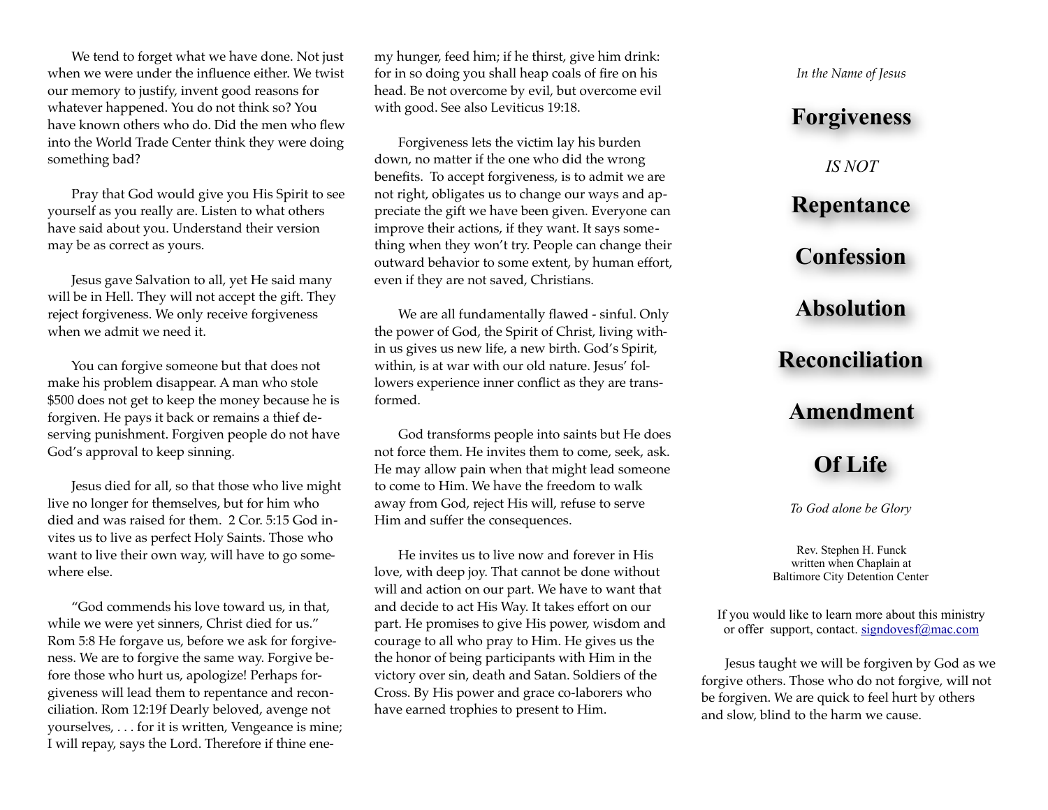We tend to forget what we have done. Not just when we were under the influence either. We twist our memory to justify, invent good reasons for whatever happened. You do not think so? You have known others who do. Did the men who flew into the World Trade Center think they were doing something bad?

Pray that God would give you His Spirit to see yourself as you really are. Listen to what others have said about you. Understand their version may be as correct as yours.

Jesus gave Salvation to all, yet He said many will be in Hell. They will not accept the gift. They reject forgiveness. We only receive forgiveness when we admit we need it.

You can forgive someone but that does not make his problem disappear. A man who stole $500 does not get to keep the money because he is forgiven. He pays it back or remains a thief deserving punishment. Forgiven people do not have God's approval to keep sinning.

Jesus died for all, so that those who live might live no longer for themselves, but for him who died and was raised for them. 2 Cor. 5:15 God invites us to live as perfect Holy Saints. Those who want to live their own way, will have to go somewhere else.

"God commends his love toward us, in that, while we were yet sinners, Christ died for us." Rom 5:8 He forgave us, before we ask for forgiveness. We are to forgive the same way. Forgive before those who hurt us, apologize! Perhaps forgiveness will lead them to repentance and reconciliation. Rom 12:19f Dearly beloved, avenge not yourselves, . . . for it is written, Vengeance is mine; I will repay, says the Lord. Therefore if thine enemy hunger, feed him; if he thirst, give him drink: for in so doing you shall heap coals of fire on his head. Be not overcome by evil, but overcome evil with good. See also Leviticus 19:18.

Forgiveness lets the victim lay his burden down, no matter if the one who did the wrong benefits. To accept forgiveness, is to admit we are not right, obligates us to change our ways and appreciate the gift we have been given. Everyone can improve their actions, if they want. It says something when they won't try. People can change their outward behavior to some extent, by human effort, even if they are not saved, Christians.

We are all fundamentally flawed - sinful. Only the power of God, the Spirit of Christ, living within us gives us new life, a new birth. God's Spirit, within, is at war with our old nature. Jesus' followers experience inner conflict as they are transformed.

God transforms people into saints but He does not force them. He invites them to come, seek, ask. He may allow pain when that might lead someone to come to Him. We have the freedom to walk away from God, reject His will, refuse to serve Him and suffer the consequences.

He invites us to live now and forever in His love, with deep joy. That cannot be done without will and action on our part. We have to want that and decide to act His Way. It takes effort on our part. He promises to give His power, wisdom and courage to all who pray to Him. He gives us the the honor of being participants with Him in the victory over sin, death and Satan. Soldiers of the Cross. By His power and grace co-laborers who have earned trophies to present to Him.

*In the Name of Jesus*

# Forgiveness

*IS NOT*

## Repentance

## Confession

## Absolution

## Reconciliation

## Amendment

## Of Life

*To God alone be Glory*

Rev. Stephen H. Funck
written when Chaplain at
Baltimore City Detention Center

If you would like to learn more about this ministry or offer support, contact. signdovesf@mac.com

Jesus taught we will be forgiven by God as we forgive others. Those who do not forgive, will not be forgiven. We are quick to feel hurt by others and slow, blind to the harm we cause.